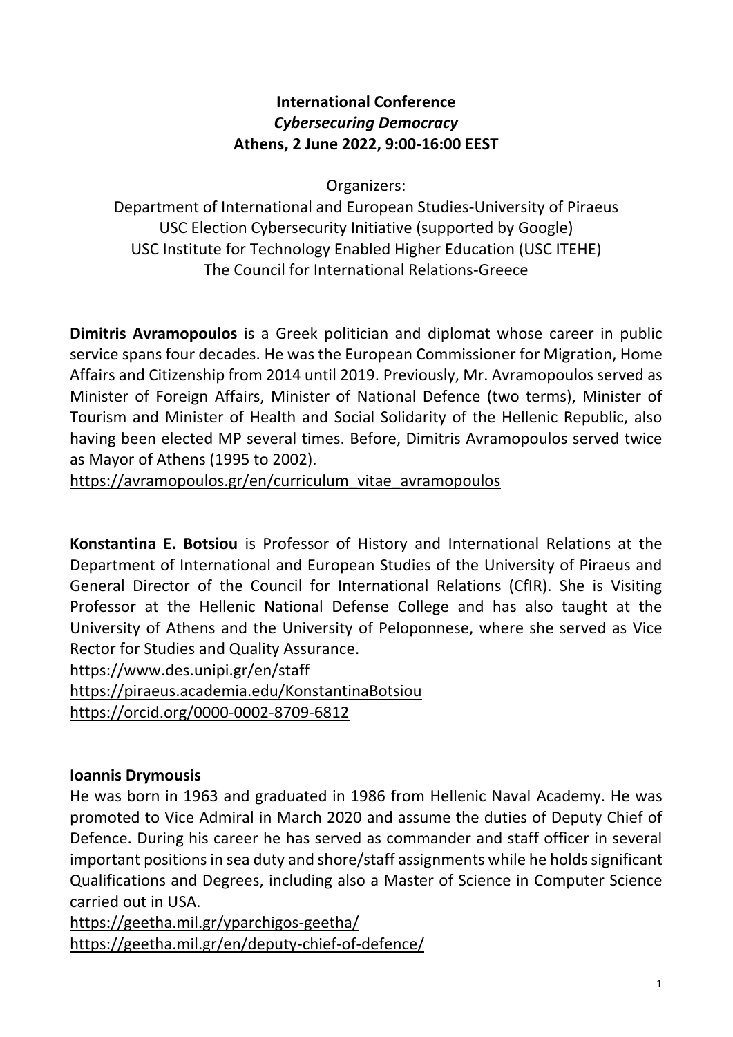**International Conference**
***Cybersecuring Democracy***
**Athens, 2 June 2022, 9:00-16:00 EEST**

Organizers:
Department of International and European Studies-University of Piraeus
USC Election Cybersecurity Initiative (supported by Google)
USC Institute for Technology Enabled Higher Education (USC ITEHE)
The Council for International Relations-Greece

**Dimitris Avramopoulos** is a Greek politician and diplomat whose career in public service spans four decades. He was the European Commissioner for Migration, Home Affairs and Citizenship from 2014 until 2019. Previously, Mr. Avramopoulos served as Minister of Foreign Affairs, Minister of National Defence (two terms), Minister of Tourism and Minister of Health and Social Solidarity of the Hellenic Republic, also having been elected MP several times. Before, Dimitris Avramopoulos served twice as Mayor of Athens (1995 to 2002).
https://avramopoulos.gr/en/curriculum_vitae_avramopoulos

**Konstantina E. Botsiou** is Professor of History and International Relations at the Department of International and European Studies of the University of Piraeus and General Director of the Council for International Relations (CfIR). She is Visiting Professor at the Hellenic National Defense College and has also taught at the University of Athens and the University of Peloponnese, where she served as Vice Rector for Studies and Quality Assurance.
https://www.des.unipi.gr/en/staff
https://piraeus.academia.edu/KonstantinaBotsiou
https://orcid.org/0000-0002-8709-6812

**Ioannis Drymousis**

He was born in 1963 and graduated in 1986 from Hellenic Naval Academy. He was promoted to Vice Admiral in March 2020 and assume the duties of Deputy Chief of Defence. During his career he has served as commander and staff officer in several important positions in sea duty and shore/staff assignments while he holds significant Qualifications and Degrees, including also a Master of Science in Computer Science carried out in USA.
https://geetha.mil.gr/yparchigos-geetha/
https://geetha.mil.gr/en/deputy-chief-of-defence/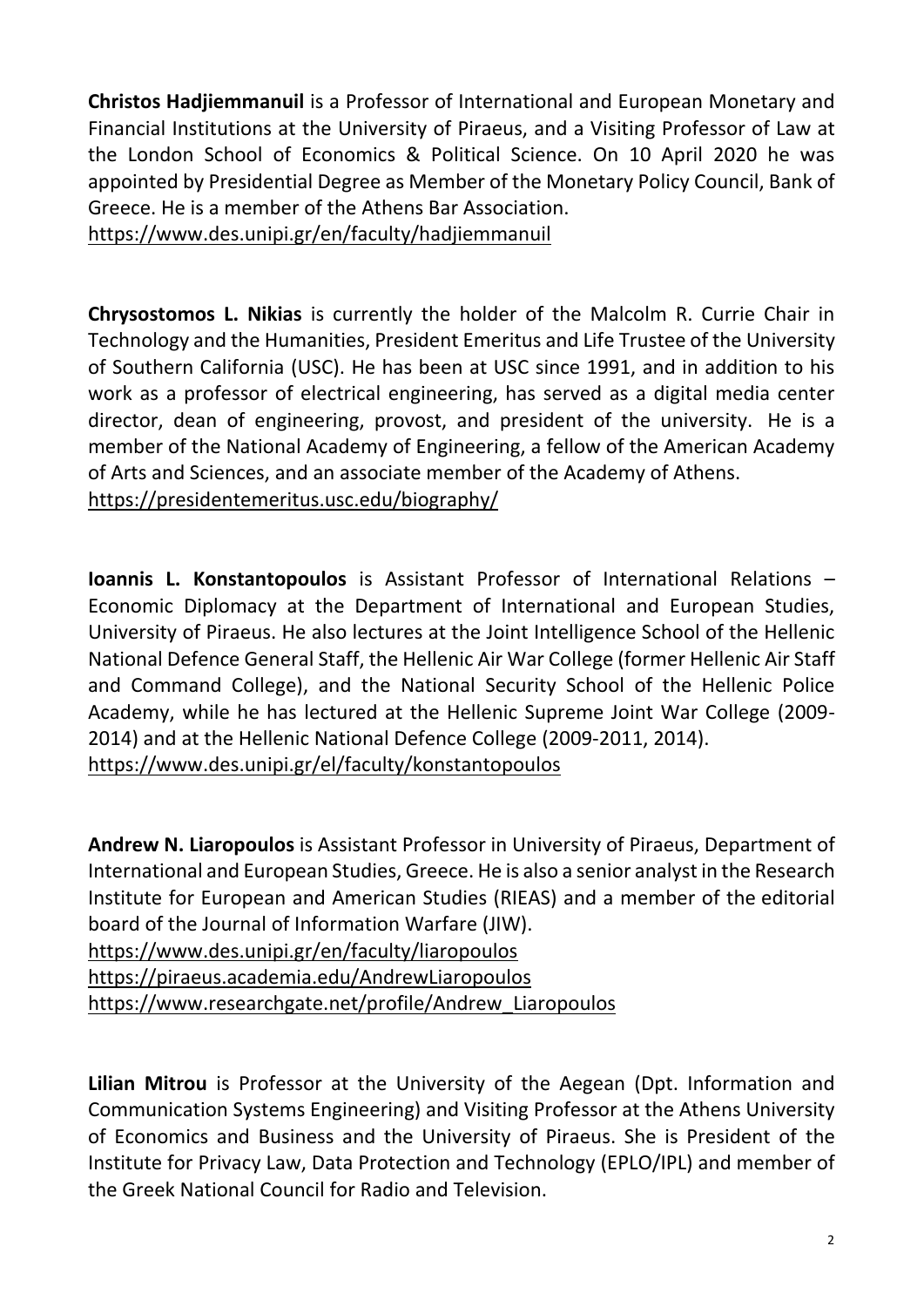**Christos Hadjiemmanuil** is a Professor of International and European Monetary and Financial Institutions at the University of Piraeus, and a Visiting Professor of Law at the London School of Economics & Political Science. On 10 April 2020 he was appointed by Presidential Degree as Member of the Monetary Policy Council, Bank of Greece. He is a member of the Athens Bar Association.
https://www.des.unipi.gr/en/faculty/hadjiemmanuil

**Chrysostomos L. Nikias** is currently the holder of the Malcolm R. Currie Chair in Technology and the Humanities, President Emeritus and Life Trustee of the University of Southern California (USC). He has been at USC since 1991, and in addition to his work as a professor of electrical engineering, has served as a digital media center director, dean of engineering, provost, and president of the university. He is a member of the National Academy of Engineering, a fellow of the American Academy of Arts and Sciences, and an associate member of the Academy of Athens.
https://presidentemeritus.usc.edu/biography/

**Ioannis L. Konstantopoulos** is Assistant Professor of International Relations – Economic Diplomacy at the Department of International and European Studies, University of Piraeus. He also lectures at the Joint Intelligence School of the Hellenic National Defence General Staff, the Hellenic Air War College (former Hellenic Air Staff and Command College), and the National Security School of the Hellenic Police Academy, while he has lectured at the Hellenic Supreme Joint War College (2009-2014) and at the Hellenic National Defence College (2009-2011, 2014).
https://www.des.unipi.gr/el/faculty/konstantopoulos

**Andrew N. Liaropoulos** is Assistant Professor in University of Piraeus, Department of International and European Studies, Greece. He is also a senior analyst in the Research Institute for European and American Studies (RIEAS) and a member of the editorial board of the Journal of Information Warfare (JIW).
https://www.des.unipi.gr/en/faculty/liaropoulos
https://piraeus.academia.edu/AndrewLiaropoulos
https://www.researchgate.net/profile/Andrew_Liaropoulos

**Lilian Mitrou** is Professor at the University of the Aegean (Dpt. Information and Communication Systems Engineering) and Visiting Professor at the Athens University of Economics and Business and the University of Piraeus. She is President of the Institute for Privacy Law, Data Protection and Technology (EPLO/IPL) and member of the Greek National Council for Radio and Television.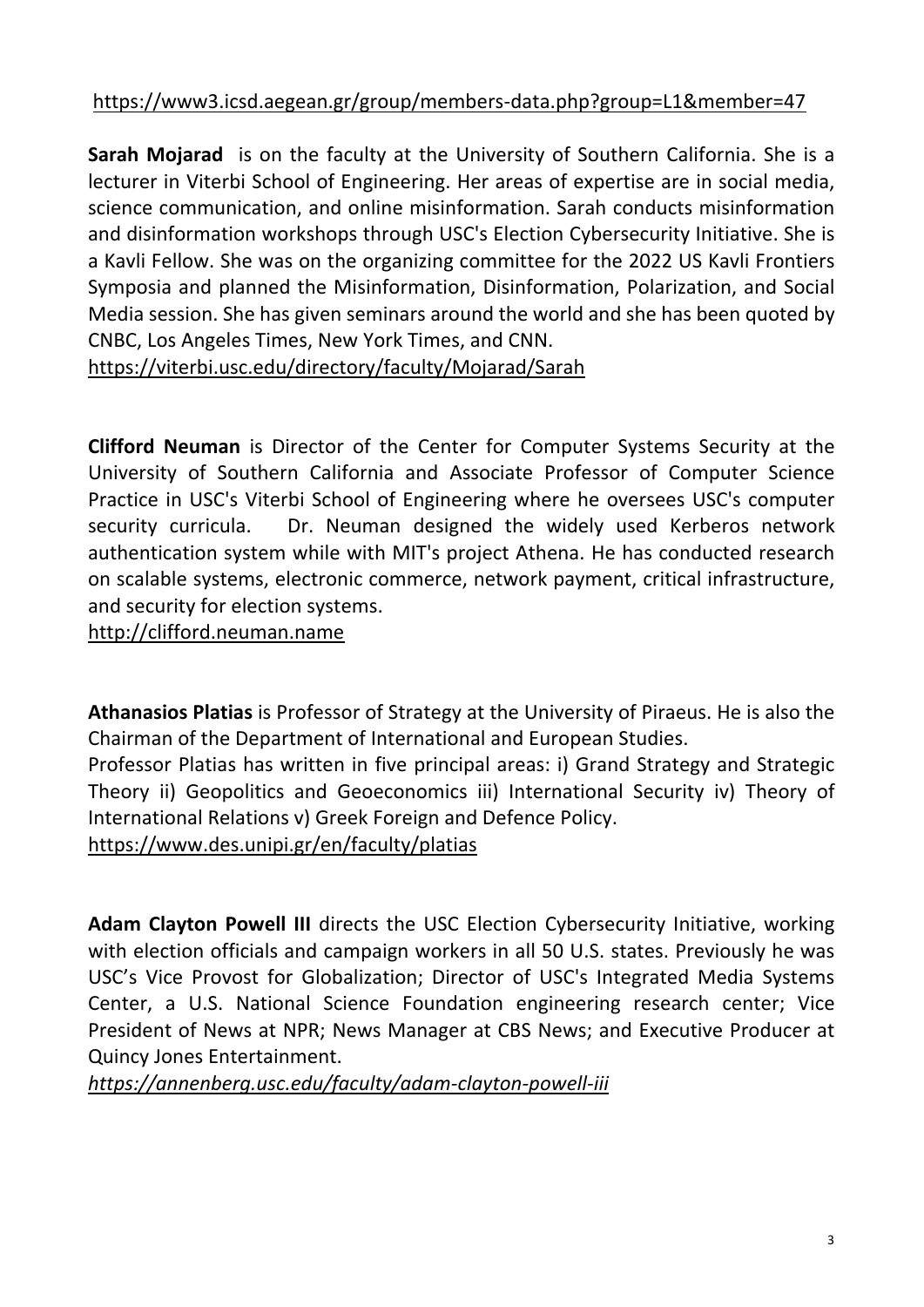https://www3.icsd.aegean.gr/group/members-data.php?group=L1&member=47

**Sarah Mojarad** is on the faculty at the University of Southern California. She is a lecturer in Viterbi School of Engineering. Her areas of expertise are in social media, science communication, and online misinformation. Sarah conducts misinformation and disinformation workshops through USC's Election Cybersecurity Initiative. She is a Kavli Fellow. She was on the organizing committee for the 2022 US Kavli Frontiers Symposia and planned the Misinformation, Disinformation, Polarization, and Social Media session. She has given seminars around the world and she has been quoted by CNBC, Los Angeles Times, New York Times, and CNN.
https://viterbi.usc.edu/directory/faculty/Mojarad/Sarah

**Clifford Neuman** is Director of the Center for Computer Systems Security at the University of Southern California and Associate Professor of Computer Science Practice in USC's Viterbi School of Engineering where he oversees USC's computer security curricula. Dr. Neuman designed the widely used Kerberos network authentication system while with MIT's project Athena. He has conducted research on scalable systems, electronic commerce, network payment, critical infrastructure, and security for election systems.
http://clifford.neuman.name

**Athanasios Platias** is Professor of Strategy at the University of Piraeus. He is also the Chairman of the Department of International and European Studies.
Professor Platias has written in five principal areas: i) Grand Strategy and Strategic Theory ii) Geopolitics and Geoeconomics iii) International Security iv) Theory of International Relations v) Greek Foreign and Defence Policy.
https://www.des.unipi.gr/en/faculty/platias

**Adam Clayton Powell III** directs the USC Election Cybersecurity Initiative, working with election officials and campaign workers in all 50 U.S. states. Previously he was USC's Vice Provost for Globalization; Director of USC's Integrated Media Systems Center, a U.S. National Science Foundation engineering research center; Vice President of News at NPR; News Manager at CBS News; and Executive Producer at Quincy Jones Entertainment.
*https://annenberg.usc.edu/faculty/adam-clayton-powell-iii*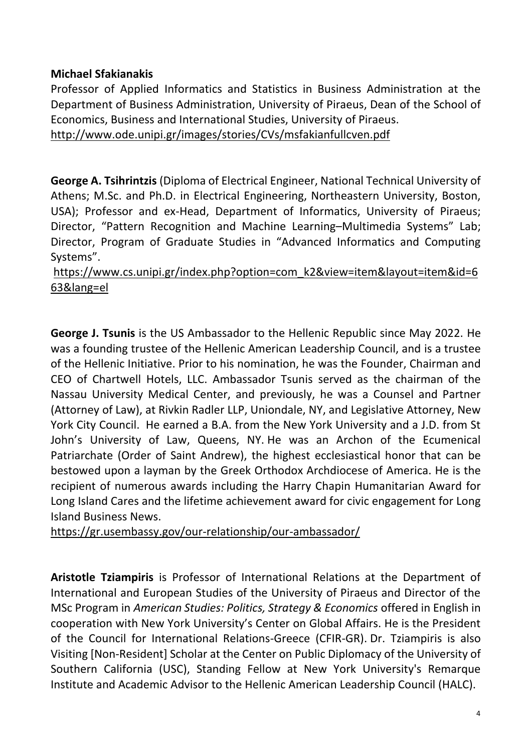**Michael Sfakianakis**

Professor of Applied Informatics and Statistics in Business Administration at the Department of Business Administration, University of Piraeus, Dean of the School of Economics, Business and International Studies, University of Piraeus.
http://www.ode.unipi.gr/images/stories/CVs/msfakianfullcven.pdf

**George A. Tsihrintzis** (Diploma of Electrical Engineer, National Technical University of Athens; M.Sc. and Ph.D. in Electrical Engineering, Northeastern University, Boston, USA); Professor and ex-Head, Department of Informatics, University of Piraeus; Director, "Pattern Recognition and Machine Learning–Multimedia Systems" Lab; Director, Program of Graduate Studies in "Advanced Informatics and Computing Systems".
https://www.cs.unipi.gr/index.php?option=com_k2&view=item&layout=item&id=663&lang=el

**George J. Tsunis** is the US Ambassador to the Hellenic Republic since May 2022. He was a founding trustee of the Hellenic American Leadership Council, and is a trustee of the Hellenic Initiative. Prior to his nomination, he was the Founder, Chairman and CEO of Chartwell Hotels, LLC. Ambassador Tsunis served as the chairman of the Nassau University Medical Center, and previously, he was a Counsel and Partner (Attorney of Law), at Rivkin Radler LLP, Uniondale, NY, and Legislative Attorney, New York City Council. He earned a B.A. from the New York University and a J.D. from St John's University of Law, Queens, NY. He was an Archon of the Ecumenical Patriarchate (Order of Saint Andrew), the highest ecclesiastical honor that can be bestowed upon a layman by the Greek Orthodox Archdiocese of America. He is the recipient of numerous awards including the Harry Chapin Humanitarian Award for Long Island Cares and the lifetime achievement award for civic engagement for Long Island Business News.
https://gr.usembassy.gov/our-relationship/our-ambassador/

**Aristotle Tziampiris** is Professor of International Relations at the Department of International and European Studies of the University of Piraeus and Director of the MSc Program in *American Studies: Politics, Strategy & Economics* offered in English in cooperation with New York University's Center on Global Affairs. He is the President of the Council for International Relations-Greece (CFIR-GR). Dr. Tziampiris is also Visiting [Non-Resident] Scholar at the Center on Public Diplomacy of the University of Southern California (USC), Standing Fellow at New York University's Remarque Institute and Academic Advisor to the Hellenic American Leadership Council (HALC).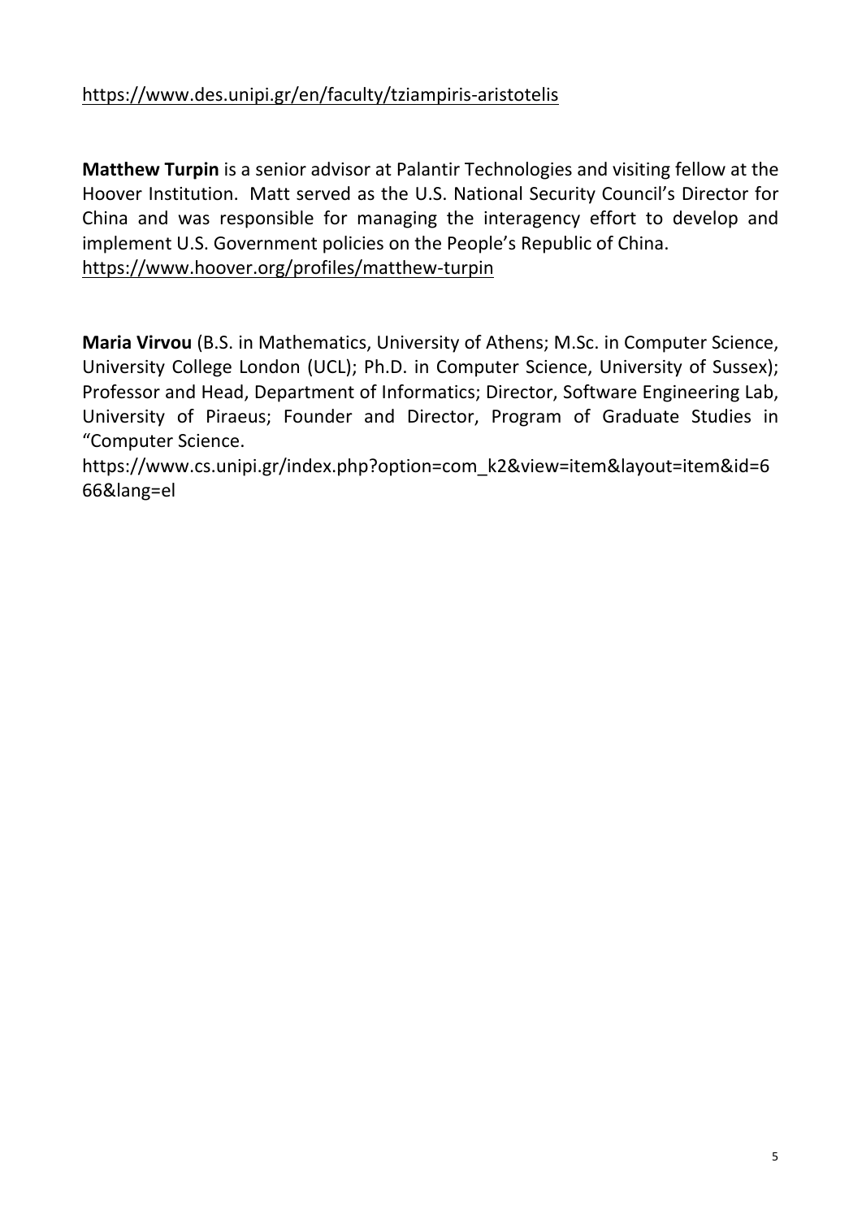https://www.des.unipi.gr/en/faculty/tziampiris-aristotelis

**Matthew Turpin** is a senior advisor at Palantir Technologies and visiting fellow at the Hoover Institution. Matt served as the U.S. National Security Council's Director for China and was responsible for managing the interagency effort to develop and implement U.S. Government policies on the People's Republic of China.
https://www.hoover.org/profiles/matthew-turpin

**Maria Virvou** (B.S. in Mathematics, University of Athens; M.Sc. in Computer Science, University College London (UCL); Ph.D. in Computer Science, University of Sussex); Professor and Head, Department of Informatics; Director, Software Engineering Lab, University of Piraeus; Founder and Director, Program of Graduate Studies in "Computer Science.
https://www.cs.unipi.gr/index.php?option=com_k2&view=item&layout=item&id=666&lang=el